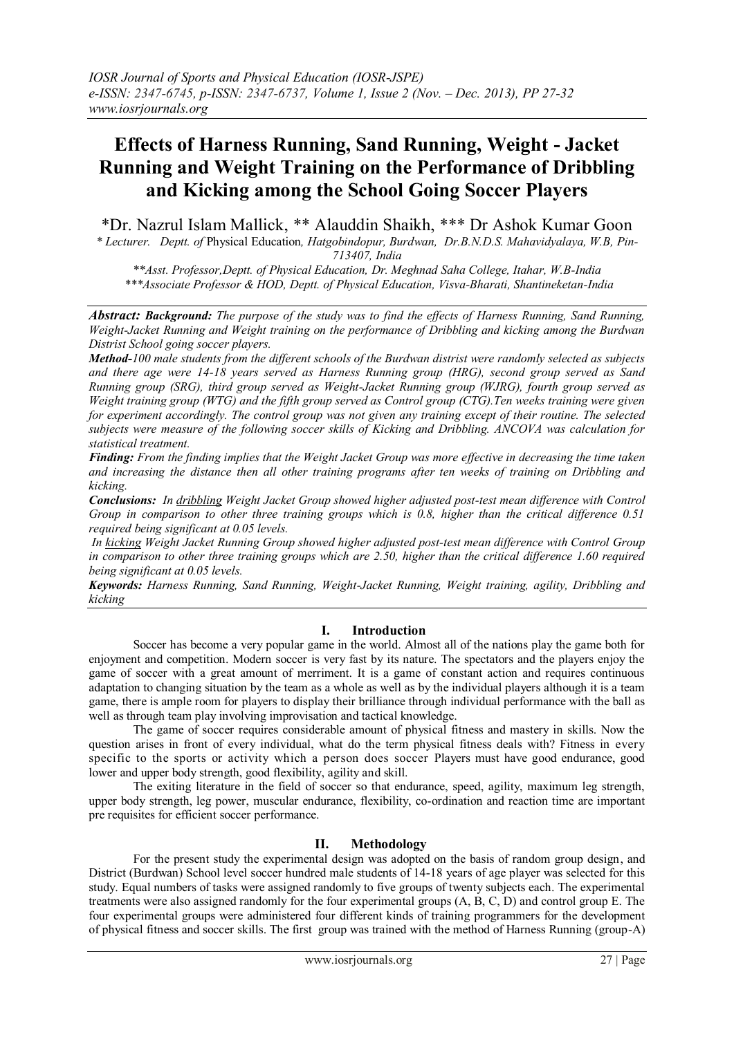# Effects of Harness Running, Sand Running, Weight - Jacket Running and Weight Training on the Performance of Dribbling and Kicking among the School Going Soccer Players

*Dr. Nazrul Islam Mallick, ** Alauddin Shaikh, *** Dr Ashok Kumar Goon

*\* Lecturer. Deptt. of* Physical Education*, Hatgobindopur, Burdwan, Dr.B.N.D.S. Mahavidyalaya, W.B, Pin-713407, India*

*\*\*Asst. Professor,Deptt. of Physical Education, Dr. Meghnad Saha College, Itahar, W.B-India*

*\*\*\*Associate Professor & HOD, Deptt. of Physical Education, Visva-Bharati, Shantineketan-India*

***Abstract: Background:*** *The purpose of the study was to find the effects of Harness Running, Sand Running, Weight-Jacket Running and Weight training on the performance of Dribbling and kicking among the Burdwan Distrist School going soccer players.*

***Method-****100 male students from the different schools of the Burdwan distrist were randomly selected as subjects and there age were 14-18 years served as Harness Running group (HRG), second group served as Sand Running group (SRG), third group served as Weight-Jacket Running group (WJRG), fourth group served as Weight training group (WTG) and the fifth group served as Control group (CTG).Ten weeks training were given for experiment accordingly. The control group was not given any training except of their routine. The selected subjects were measure of the following soccer skills of Kicking and Dribbling. ANCOVA was calculation for statistical treatment.*

***Finding:*** *From the finding implies that the Weight Jacket Group was more effective in decreasing the time taken and increasing the distance then all other training programs after ten weeks of training on Dribbling and kicking.*

***Conclusions:*** *In <u>dribbling</u> Weight Jacket Group showed higher adjusted post-test mean difference with Control Group in comparison to other three training groups which is 0.8, higher than the critical difference 0.51 required being significant at 0.05 levels.*

*In <u>kicking</u> Weight Jacket Running Group showed higher adjusted post-test mean difference with Control Group in comparison to other three training groups which are 2.50, higher than the critical difference 1.60 required being significant at 0.05 levels.*

***Keywords:*** *Harness Running, Sand Running, Weight-Jacket Running, Weight training, agility, Dribbling and kicking*

## I. Introduction

Soccer has become a very popular game in the world. Almost all of the nations play the game both for enjoyment and competition. Modern soccer is very fast by its nature. The spectators and the players enjoy the game of soccer with a great amount of merriment. It is a game of constant action and requires continuous adaptation to changing situation by the team as a whole as well as by the individual players although it is a team game, there is ample room for players to display their brilliance through individual performance with the ball as well as through team play involving improvisation and tactical knowledge.

The game of soccer requires considerable amount of physical fitness and mastery in skills. Now the question arises in front of every individual, what do the term physical fitness deals with? Fitness in every specific to the sports or activity which a person does soccer Players must have good endurance, good lower and upper body strength, good flexibility, agility and skill.

The exiting literature in the field of soccer so that endurance, speed, agility, maximum leg strength, upper body strength, leg power, muscular endurance, flexibility, co-ordination and reaction time are important pre requisites for efficient soccer performance.

## II. Methodology

For the present study the experimental design was adopted on the basis of random group design, and District (Burdwan) School level soccer hundred male students of 14-18 years of age player was selected for this study. Equal numbers of tasks were assigned randomly to five groups of twenty subjects each. The experimental treatments were also assigned randomly for the four experimental groups (A, B, C, D) and control group E. The four experimental groups were administered four different kinds of training programmers for the development of physical fitness and soccer skills. The first group was trained with the method of Harness Running (group-A)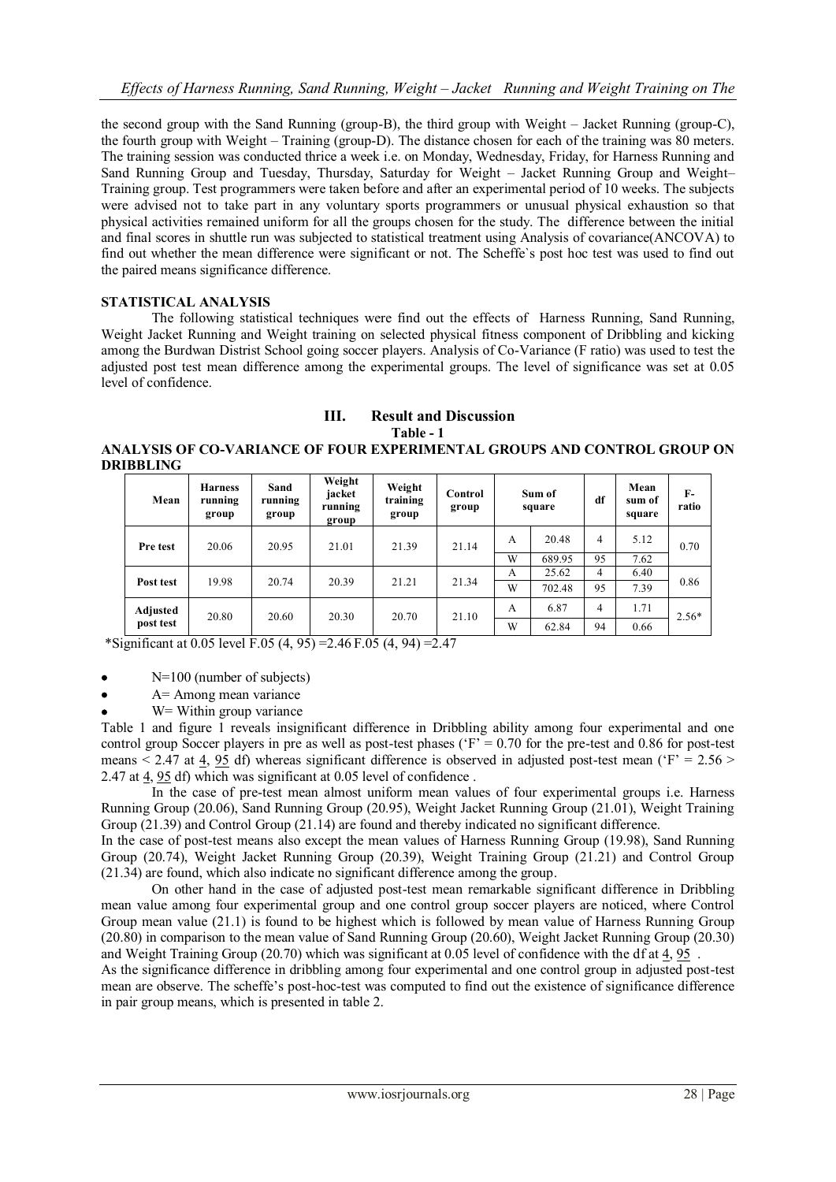the second group with the Sand Running (group-B), the third group with Weight – Jacket Running (group-C), the fourth group with Weight – Training (group-D). The distance chosen for each of the training was 80 meters. The training session was conducted thrice a week i.e. on Monday, Wednesday, Friday, for Harness Running and Sand Running Group and Tuesday, Thursday, Saturday for Weight – Jacket Running Group and Weight– Training group. Test programmers were taken before and after an experimental period of 10 weeks. The subjects were advised not to take part in any voluntary sports programmers or unusual physical exhaustion so that physical activities remained uniform for all the groups chosen for the study. The difference between the initial and final scores in shuttle run was subjected to statistical treatment using Analysis of covariance(ANCOVA) to find out whether the mean difference were significant or not. The Scheffe`s post hoc test was used to find out the paired means significance difference.

**STATISTICAL ANALYSIS**

The following statistical techniques were find out the effects of Harness Running, Sand Running, Weight Jacket Running and Weight training on selected physical fitness component of Dribbling and kicking among the Burdwan Distrist School going soccer players. Analysis of Co-Variance (F ratio) was used to test the adjusted post test mean difference among the experimental groups. The level of significance was set at 0.05 level of confidence.

## III. Result and Discussion

**Table - 1**

**ANALYSIS OF CO-VARIANCE OF FOUR EXPERIMENTAL GROUPS AND CONTROL GROUP ON DRIBBLING**

| Mean | Harness running group | Sand running group | Weight jacket running group | Weight training group | Control group | Sum of square | | df | Mean sum of square | F-ratio |
|---|---|---|---|---|---|---|---|---|---|---|
| Pre test | 20.06 | 20.95 | 21.01 | 21.39 | 21.14 | A | 20.48 | 4 | 5.12 | 0.70 |
| | | | | | | W | 689.95 | 95 | 7.62 | |
| Post test | 19.98 | 20.74 | 20.39 | 21.21 | 21.34 | A | 25.62 | 4 | 6.40 | 0.86 |
| | | | | | | W | 702.48 | 95 | 7.39 | |
| Adjusted post test | 20.80 | 20.60 | 20.30 | 20.70 | 21.10 | A | 6.87 | 4 | 1.71 | 2.56* |
| | | | | | | W | 62.84 | 94 | 0.66 | |

*Significant at 0.05 level $F_{.05}(4, 95) = 2.46$ $F_{.05}(4, 94) = 2.47$

- N=100 (number of subjects)
- A= Among mean variance
- W= Within group variance

Table 1 and figure 1 reveals insignificant difference in Dribbling ability among four experimental and one control group Soccer players in pre as well as post-test phases ('F' = 0.70 for the pre-test and 0.86 for post-test means < 2.47 at 4, 95 df) whereas significant difference is observed in adjusted post-test mean ('F' = 2.56 > 2.47 at 4, 95 df) which was significant at 0.05 level of confidence .

In the case of pre-test mean almost uniform mean values of four experimental groups i.e. Harness Running Group (20.06), Sand Running Group (20.95), Weight Jacket Running Group (21.01), Weight Training Group (21.39) and Control Group (21.14) are found and thereby indicated no significant difference.

In the case of post-test means also except the mean values of Harness Running Group (19.98), Sand Running Group (20.74), Weight Jacket Running Group (20.39), Weight Training Group (21.21) and Control Group (21.34) are found, which also indicate no significant difference among the group.

On other hand in the case of adjusted post-test mean remarkable significant difference in Dribbling mean value among four experimental group and one control group soccer players are noticed, where Control Group mean value (21.1) is found to be highest which is followed by mean value of Harness Running Group (20.80) in comparison to the mean value of Sand Running Group (20.60), Weight Jacket Running Group (20.30) and Weight Training Group (20.70) which was significant at 0.05 level of confidence with the df at 4, 95 .

As the significance difference in dribbling among four experimental and one control group in adjusted post-test mean are observe. The scheffe's post-hoc-test was computed to find out the existence of significance difference in pair group means, which is presented in table 2.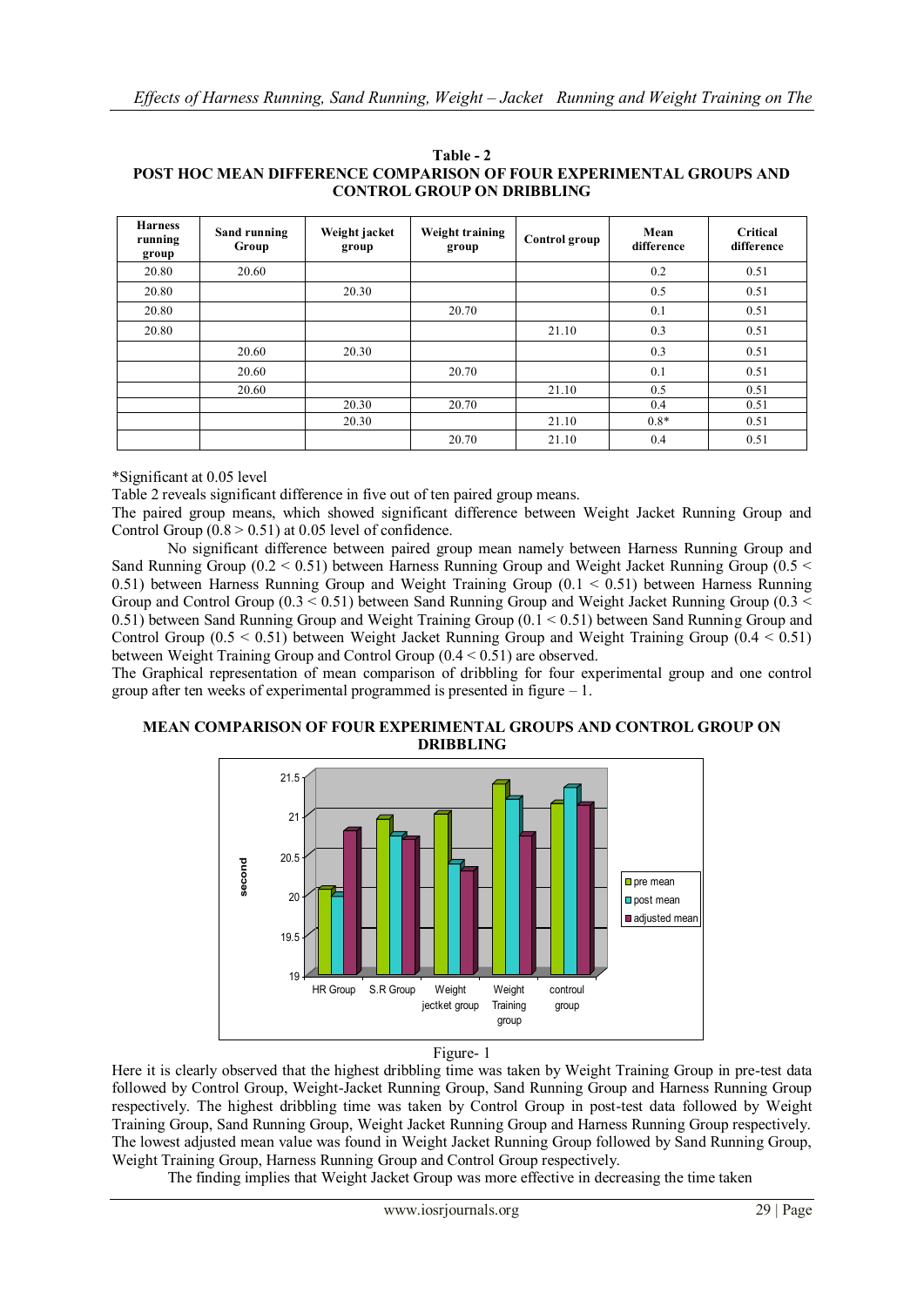**Table - 2**
**POST HOC MEAN DIFFERENCE COMPARISON OF FOUR EXPERIMENTAL GROUPS AND CONTROL GROUP ON DRIBBLING**

| Harness running group | Sand running Group | Weight jacket group | Weight training group | Control group | Mean difference | Critical difference |
|---|---|---|---|---|---|---|
| 20.80 | 20.60 | | | | 0.2 | 0.51 |
| 20.80 | | 20.30 | | | 0.5 | 0.51 |
| 20.80 | | | 20.70 | | 0.1 | 0.51 |
| 20.80 | | | | 21.10 | 0.3 | 0.51 |
| | 20.60 | 20.30 | | | 0.3 | 0.51 |
| | 20.60 | | 20.70 | | 0.1 | 0.51 |
| | 20.60 | | | 21.10 | 0.5 | 0.51 |
| | | 20.30 | 20.70 | | 0.4 | 0.51 |
| | | 20.30 | | 21.10 | 0.8* | 0.51 |
| | | | 20.70 | 21.10 | 0.4 | 0.51 |

*Significant at 0.05 level

Table 2 reveals significant difference in five out of ten paired group means.

The paired group means, which showed significant difference between Weight Jacket Running Group and Control Group (0.8 > 0.51) at 0.05 level of confidence.

No significant difference between paired group mean namely between Harness Running Group and Sand Running Group (0.2 < 0.51) between Harness Running Group and Weight Jacket Running Group (0.5 < 0.51) between Harness Running Group and Weight Training Group (0.1 < 0.51) between Harness Running Group and Control Group (0.3 < 0.51) between Sand Running Group and Weight Jacket Running Group (0.3 < 0.51) between Sand Running Group and Weight Training Group (0.1 < 0.51) between Sand Running Group and Control Group (0.5 < 0.51) between Weight Jacket Running Group and Weight Training Group (0.4 < 0.51) between Weight Training Group and Control Group (0.4 < 0.51) are observed.

The Graphical representation of mean comparison of dribbling for four experimental group and one control group after ten weeks of experimental programmed is presented in figure – 1.

**MEAN COMPARISON OF FOUR EXPERIMENTAL GROUPS AND CONTROL GROUP ON DRIBBLING**

Figure- 1

Here it is clearly observed that the highest dribbling time was taken by Weight Training Group in pre-test data followed by Control Group, Weight-Jacket Running Group, Sand Running Group and Harness Running Group respectively. The highest dribbling time was taken by Control Group in post-test data followed by Weight Training Group, Sand Running Group, Weight Jacket Running Group and Harness Running Group respectively. The lowest adjusted mean value was found in Weight Jacket Running Group followed by Sand Running Group, Weight Training Group, Harness Running Group and Control Group respectively.

The finding implies that Weight Jacket Group was more effective in decreasing the time taken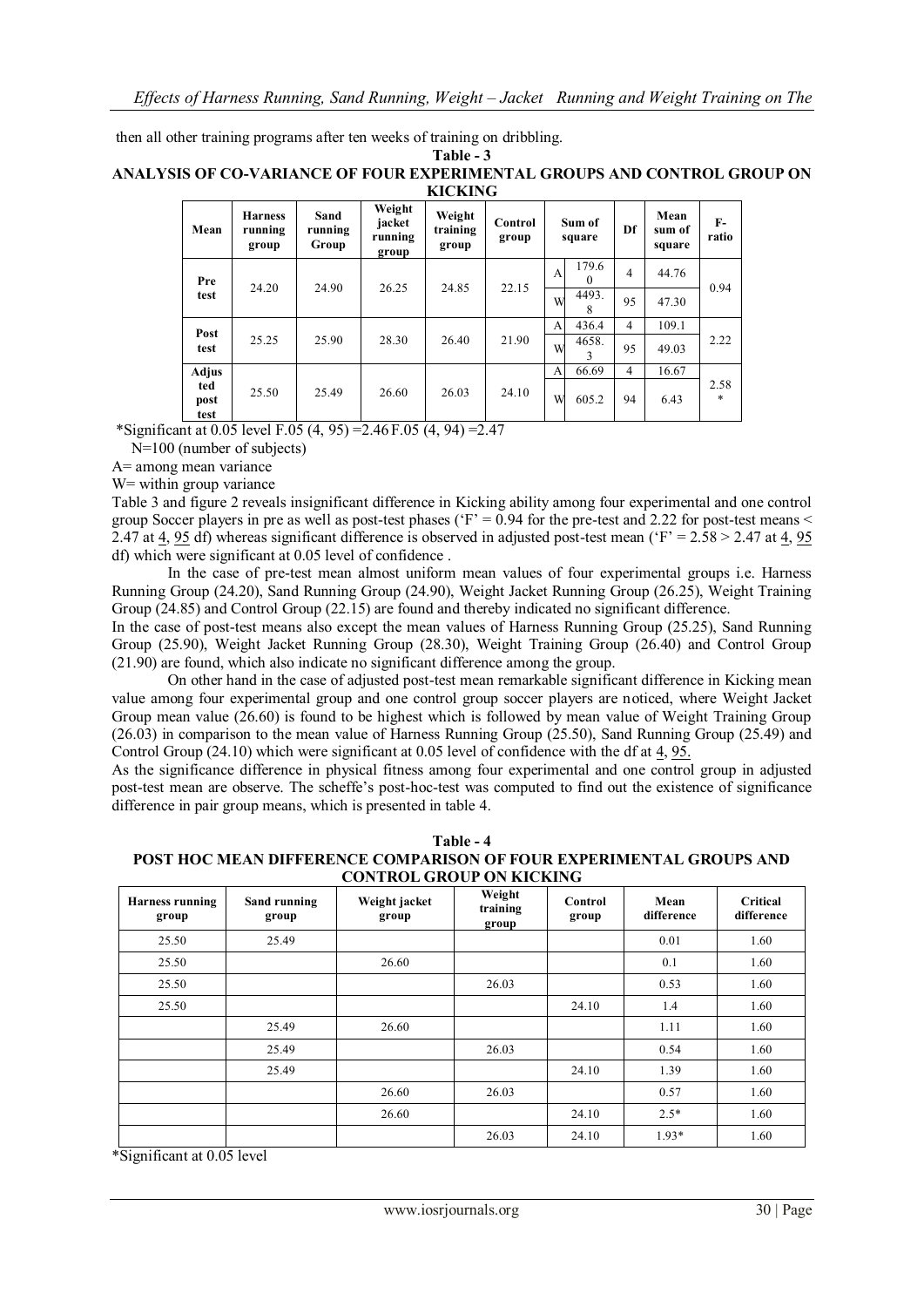then all other training programs after ten weeks of training on dribbling.

**Table - 3**
**ANALYSIS OF CO-VARIANCE OF FOUR EXPERIMENTAL GROUPS AND CONTROL GROUP ON KICKING**

| Mean | Harness running group | Sand running Group | Weight jacket running group | Weight training group | Control group | | Sum of square | Df | Mean sum of square | F-ratio |
|---|---|---|---|---|---|---|---|---|---|---|
| Pre test | 24.20 | 24.90 | 26.25 | 24.85 | 22.15 | A | 179.60 | 4 | 44.76 | 0.94 |
| | | | | | | W | 4493.8 | 95 | 47.30 | |
| Post test | 25.25 | 25.90 | 28.30 | 26.40 | 21.90 | A | 436.4 | 4 | 109.1 | 2.22 |
| | | | | | | W | 4658.3 | 95 | 49.03 | |
| Adjusted post test | 25.50 | 25.49 | 26.60 | 26.03 | 24.10 | A | 66.69 | 4 | 16.67 | 2.58* |
| | | | | | | W | 605.2 | 94 | 6.43 | |

*Significant at 0.05 level $F.05 (4, 95) = 2.46$ $F.05 (4, 94) = 2.47$

N=100 (number of subjects)

A= among mean variance

W= within group variance

Table 3 and figure 2 reveals insignificant difference in Kicking ability among four experimental and one control group Soccer players in pre as well as post-test phases ('F' = 0.94 for the pre-test and 2.22 for post-test means < 2.47 at 4, 95 df) whereas significant difference is observed in adjusted post-test mean ('F' = 2.58 > 2.47 at 4, 95 df) which were significant at 0.05 level of confidence .

In the case of pre-test mean almost uniform mean values of four experimental groups i.e. Harness Running Group (24.20), Sand Running Group (24.90), Weight Jacket Running Group (26.25), Weight Training Group (24.85) and Control Group (22.15) are found and thereby indicated no significant difference.

In the case of post-test means also except the mean values of Harness Running Group (25.25), Sand Running Group (25.90), Weight Jacket Running Group (28.30), Weight Training Group (26.40) and Control Group (21.90) are found, which also indicate no significant difference among the group.

On other hand in the case of adjusted post-test mean remarkable significant difference in Kicking mean value among four experimental group and one control group soccer players are noticed, where Weight Jacket Group mean value (26.60) is found to be highest which is followed by mean value of Weight Training Group (26.03) in comparison to the mean value of Harness Running Group (25.50), Sand Running Group (25.49) and Control Group (24.10) which were significant at 0.05 level of confidence with the df at 4, 95.

As the significance difference in physical fitness among four experimental and one control group in adjusted post-test mean are observe. The scheffe's post-hoc-test was computed to find out the existence of significance difference in pair group means, which is presented in table 4.

**Table - 4**
**POST HOC MEAN DIFFERENCE COMPARISON OF FOUR EXPERIMENTAL GROUPS AND CONTROL GROUP ON KICKING**

| Harness running group | Sand running group | Weight jacket group | Weight training group | Control group | Mean difference | Critical difference |
|---|---|---|---|---|---|---|
| 25.50 | 25.49 | | | | 0.01 | 1.60 |
| 25.50 | | 26.60 | | | 0.1 | 1.60 |
| 25.50 | | | 26.03 | | 0.53 | 1.60 |
| 25.50 | | | | 24.10 | 1.4 | 1.60 |
| | 25.49 | 26.60 | | | 1.11 | 1.60 |
| | 25.49 | | 26.03 | | 0.54 | 1.60 |
| | 25.49 | | | 24.10 | 1.39 | 1.60 |
| | | 26.60 | 26.03 | | 0.57 | 1.60 |
| | | 26.60 | | 24.10 | 2.5* | 1.60 |
| | | | 26.03 | 24.10 | 1.93* | 1.60 |

*Significant at 0.05 level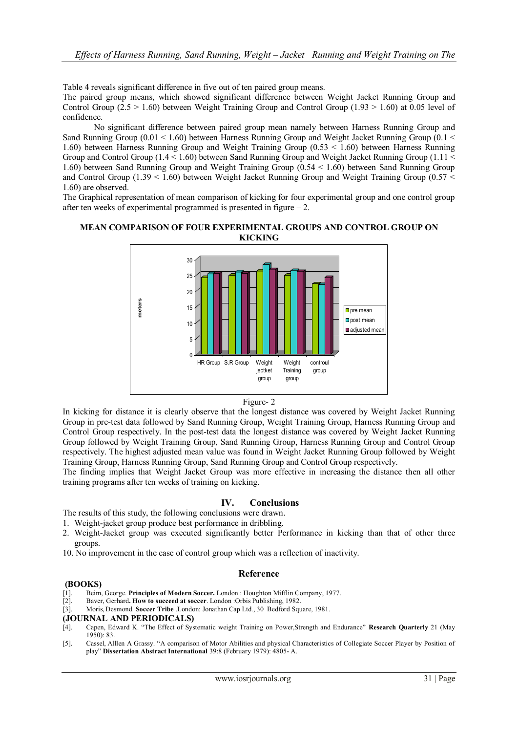Table 4 reveals significant difference in five out of ten paired group means.

The paired group means, which showed significant difference between Weight Jacket Running Group and Control Group (2.5 > 1.60) between Weight Training Group and Control Group (1.93 > 1.60) at 0.05 level of confidence.

No significant difference between paired group mean namely between Harness Running Group and Sand Running Group (0.01 < 1.60) between Harness Running Group and Weight Jacket Running Group (0.1 < 1.60) between Harness Running Group and Weight Training Group (0.53 < 1.60) between Harness Running Group and Control Group (1.4 < 1.60) between Sand Running Group and Weight Jacket Running Group (1.11 < 1.60) between Sand Running Group and Weight Training Group (0.54 < 1.60) between Sand Running Group and Control Group (1.39 < 1.60) between Weight Jacket Running Group and Weight Training Group (0.57 < 1.60) are observed.

The Graphical representation of mean comparison of kicking for four experimental group and one control group after ten weeks of experimental programmed is presented in figure – 2.

**MEAN COMPARISON OF FOUR EXPERIMENTAL GROUPS AND CONTROL GROUP ON KICKING**

Figure- 2

In kicking for distance it is clearly observe that the longest distance was covered by Weight Jacket Running Group in pre-test data followed by Sand Running Group, Weight Training Group, Harness Running Group and Control Group respectively. In the post-test data the longest distance was covered by Weight Jacket Running Group followed by Weight Training Group, Sand Running Group, Harness Running Group and Control Group respectively. The highest adjusted mean value was found in Weight Jacket Running Group followed by Weight Training Group, Harness Running Group, Sand Running Group and Control Group respectively.

The finding implies that Weight Jacket Group was more effective in increasing the distance then all other training programs after ten weeks of training on kicking.

## IV. Conclusions

The results of this study, the following conclusions were drawn.

1. Weight-jacket group produce best performance in dribbling.
2. Weight-Jacket group was executed significantly better Performance in kicking than that of other three groups.

10. No improvement in the case of control group which was a reflection of inactivity.

## Reference

**(BOOKS)**

[1]. Beim, George. **Principles of Modern Soccer.** London : Houghton Mifflin Company, 1977.

[2]. Baver, Gerhard**. How to succeed at soccer**. London :Orbis Publishing, 1982.

[3]. Moris, Desmond. **Soccer Tribe** .London: Jonathan Cap Ltd., 30 Bedford Square, 1981.

**(JOURNAL AND PERIODICALS)**

[4]. Capen, Edward K. "The Effect of Systematic weight Training on Power,Strength and Endurance" **Research Quarterly** 21 (May 1950): 83.

[5]. Cassel, Alllen A Grassy. "A comparison of Motor Abilities and physical Characteristics of Collegiate Soccer Player by Position of play" **Dissertation Abstract International** 39:8 (February 1979): 4805- A.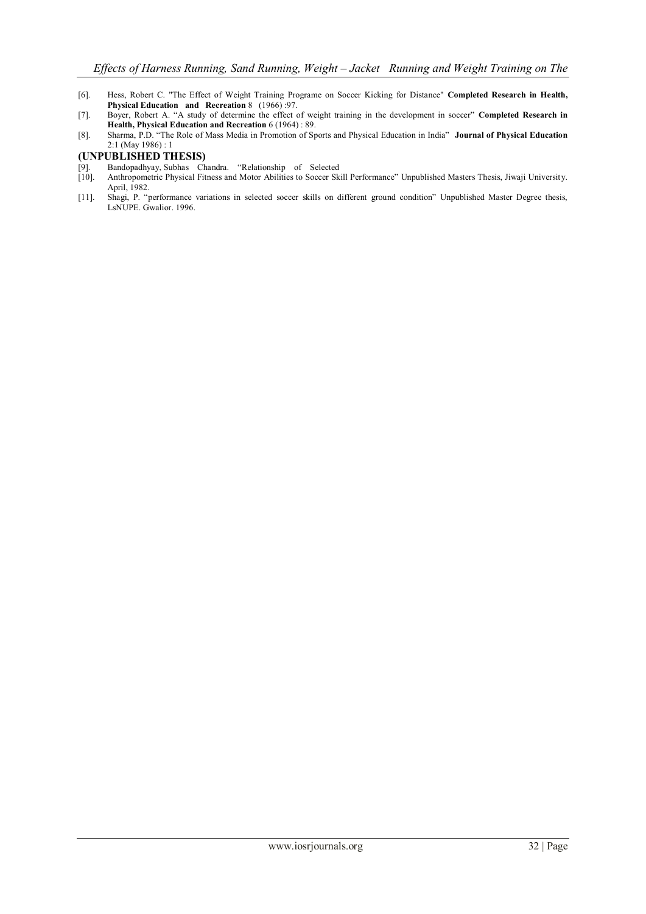[6]. Hess, Robert C. "The Effect of Weight Training Programe on Soccer Kicking for Distance" **Completed Research in Health, Physical Education and Recreation** 8 (1966) :97.

[7]. Boyer, Robert A. "A study of determine the effect of weight training in the development in soccer" **Completed Research in Health, Physical Education and Recreation** 6 (1964) : 89.

[8]. Sharma, P.D. "The Role of Mass Media in Promotion of Sports and Physical Education in India" **Journal of Physical Education** 2:1 (May 1986) : 1

## (UNPUBLISHED THESIS)

[9]. Bandopadhyay, Subhas Chandra. "Relationship of Selected

[10]. Anthropometric Physical Fitness and Motor Abilities to Soccer Skill Performance" Unpublished Masters Thesis, Jiwaji University. April, 1982.

[11]. Shagi, P. "performance variations in selected soccer skills on different ground condition" Unpublished Master Degree thesis, LsNUPE. Gwalior. 1996.